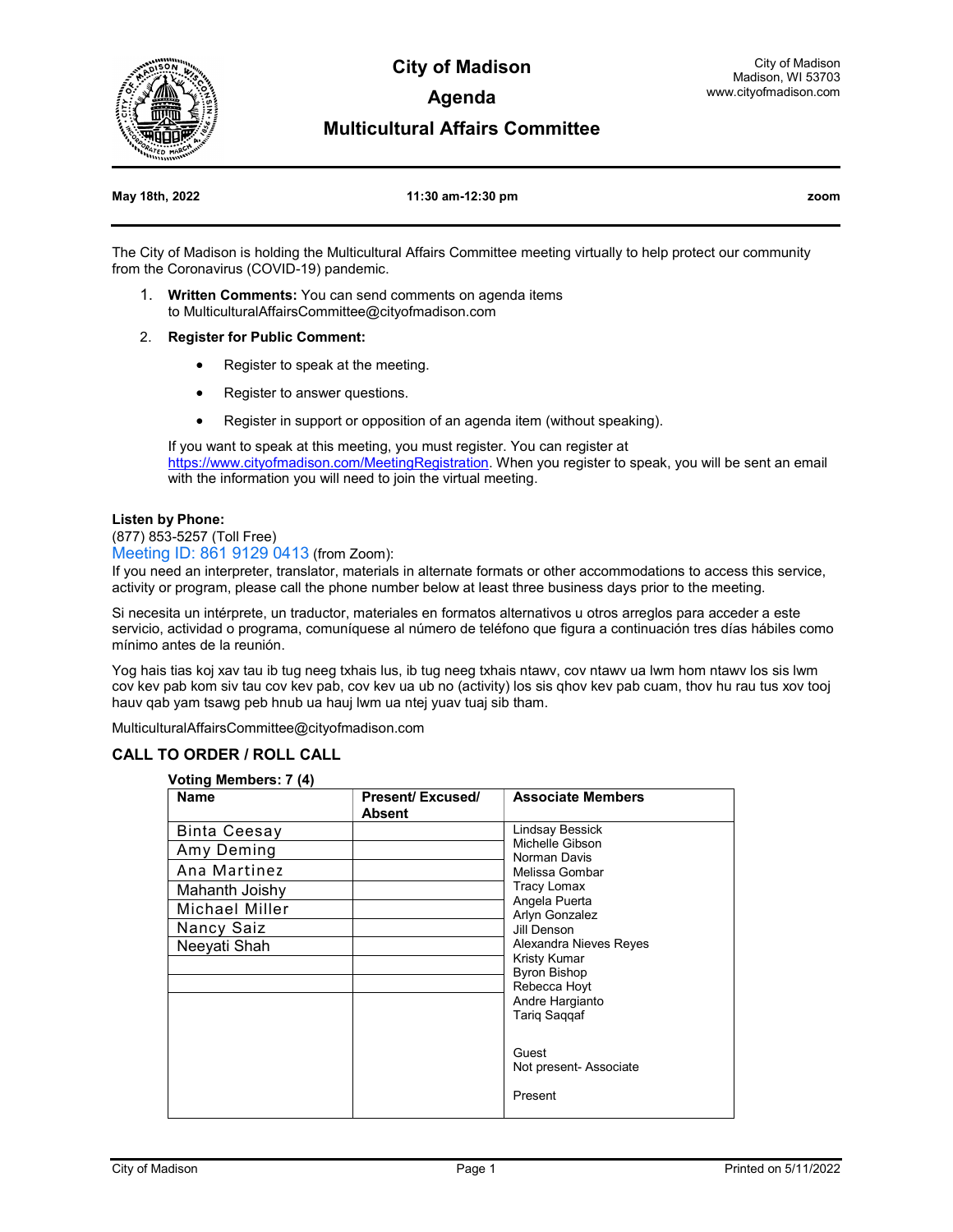# City of Madison

## Agenda

## Multicultural Affairs Committee

City of Madison
Madison, WI 53703
www.cityofmadison.com

**May 18th, 2022** | **11:30 am-12:30 pm** | **zoom**

The City of Madison is holding the Multicultural Affairs Committee meeting virtually to help protect our community from the Coronavirus (COVID-19) pandemic.

1. **Written Comments:** You can send comments on agenda items to MulticulturalAffairsCommittee@cityofmadison.com

2. **Register for Public Comment:**

   - Register to speak at the meeting.
   - Register to answer questions.
   - Register in support or opposition of an agenda item (without speaking).

   If you want to speak at this meeting, you must register. You can register at https://www.cityofmadison.com/MeetingRegistration. When you register to speak, you will be sent an email with the information you will need to join the virtual meeting.

**Listen by Phone:**
(877) 853-5257 (Toll Free)
Meeting ID: 861 9129 0413 (from Zoom):
If you need an interpreter, translator, materials in alternate formats or other accommodations to access this service, activity or program, please call the phone number below at least three business days prior to the meeting.

Si necesita un intérprete, un traductor, materiales en formatos alternativos u otros arreglos para acceder a este servicio, actividad o programa, comuníquese al número de teléfono que figura a continuación tres días hábiles como mínimo antes de la reunión.

Yog hais tias koj xav tau ib tug neeg txhais lus, ib tug neeg txhais ntawv, cov ntawv ua lwm hom ntawv los sis lwm cov kev pab kom siv tau cov kev pab, cov kev ua ub no (activity) los sis qhov kev pab cuam, thov hu rau tus xov tooj hauv qab yam tsawg peb hnub ua hauj lwm ua ntej yuav tuaj sib tham.

MulticulturalAffairsCommittee@cityofmadison.com

### CALL TO ORDER / ROLL CALL

**Voting Members: 7 (4)**

| Name | Present/ Excused/ Absent | Associate Members |
|---|---|---|
| Binta Ceesay | | Lindsay Bessick |
| Amy Deming | | Michelle Gibson |
| Ana Martinez | | Norman Davis |
| Mahanth Joishy | | Melissa Gombar |
| Michael Miller | | Tracy Lomax |
| Nancy Saiz | | Angela Puerta |
| Neeyati Shah | | Arlyn Gonzalez |
| | | Jill Denson |
| | | Alexandra Nieves Reyes |
| | | Kristy Kumar<br>Byron Bishop<br>Rebecca Hoyt<br>Andre Hargianto<br>Tariq Saqqaf<br><br>Guest<br>Not present- Associate<br><br>Present |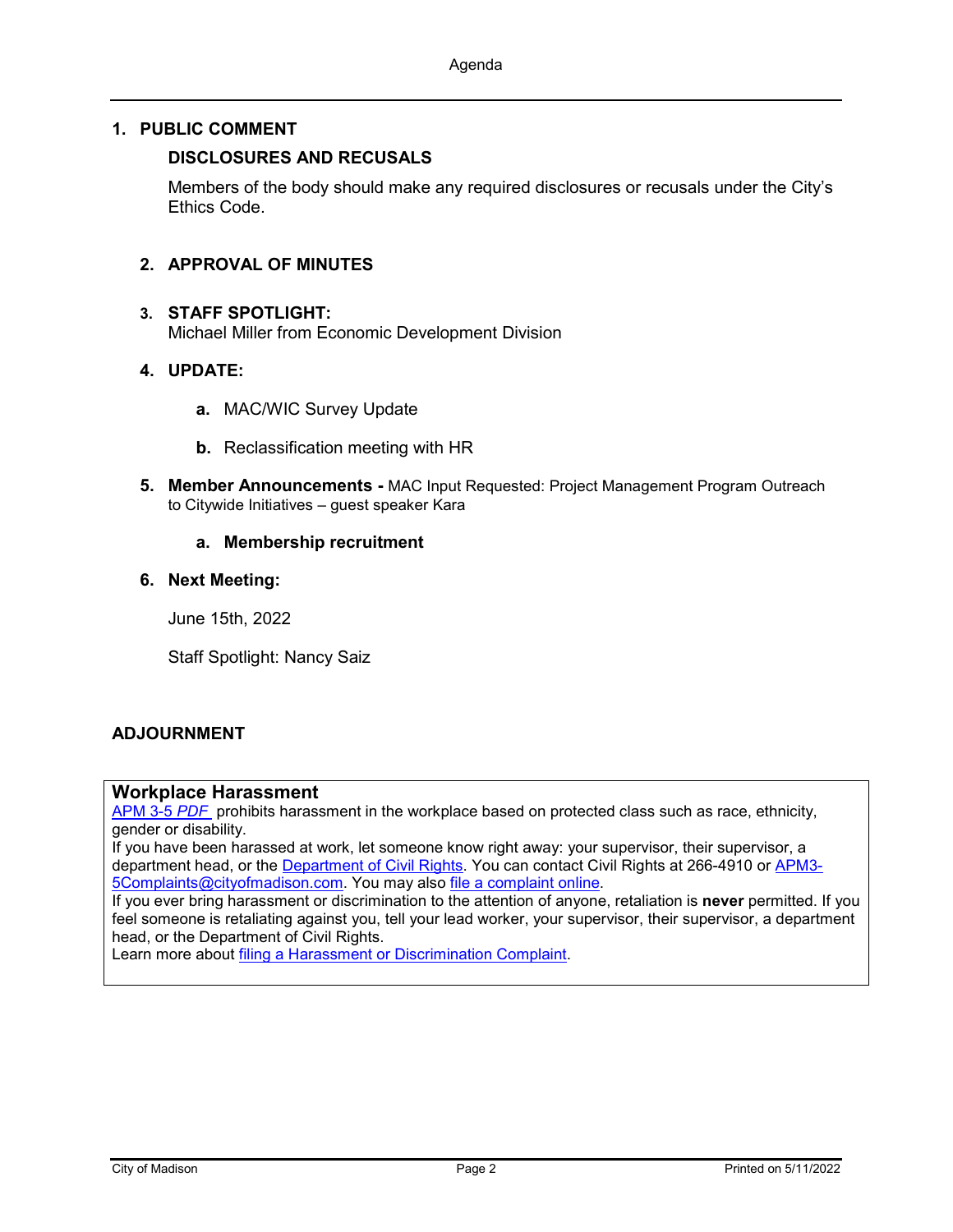Agenda

## 1. PUBLIC COMMENT

### DISCLOSURES AND RECUSALS

Members of the body should make any required disclosures or recusals under the City's Ethics Code.

## 2. APPROVAL OF MINUTES

## 3. STAFF SPOTLIGHT:

Michael Miller from Economic Development Division

## 4. UPDATE:

**a.** MAC/WIC Survey Update

**b.** Reclassification meeting with HR

## 5. Member Announcements - MAC Input Requested: Project Management Program Outreach to Citywide Initiatives – guest speaker Kara

**a. Membership recruitment**

## 6. Next Meeting:

June 15th, 2022

Staff Spotlight: Nancy Saiz

## ADJOURNMENT

---

**Workplace Harassment**

APM 3-5 *PDF* prohibits harassment in the workplace based on protected class such as race, ethnicity, gender or disability.

If you have been harassed at work, let someone know right away: your supervisor, their supervisor, a department head, or the Department of Civil Rights. You can contact Civil Rights at 266-4910 or APM3-5Complaints@cityofmadison.com. You may also file a complaint online.

If you ever bring harassment or discrimination to the attention of anyone, retaliation is **never** permitted. If you feel someone is retaliating against you, tell your lead worker, your supervisor, their supervisor, a department head, or the Department of Civil Rights.

Learn more about filing a Harassment or Discrimination Complaint.